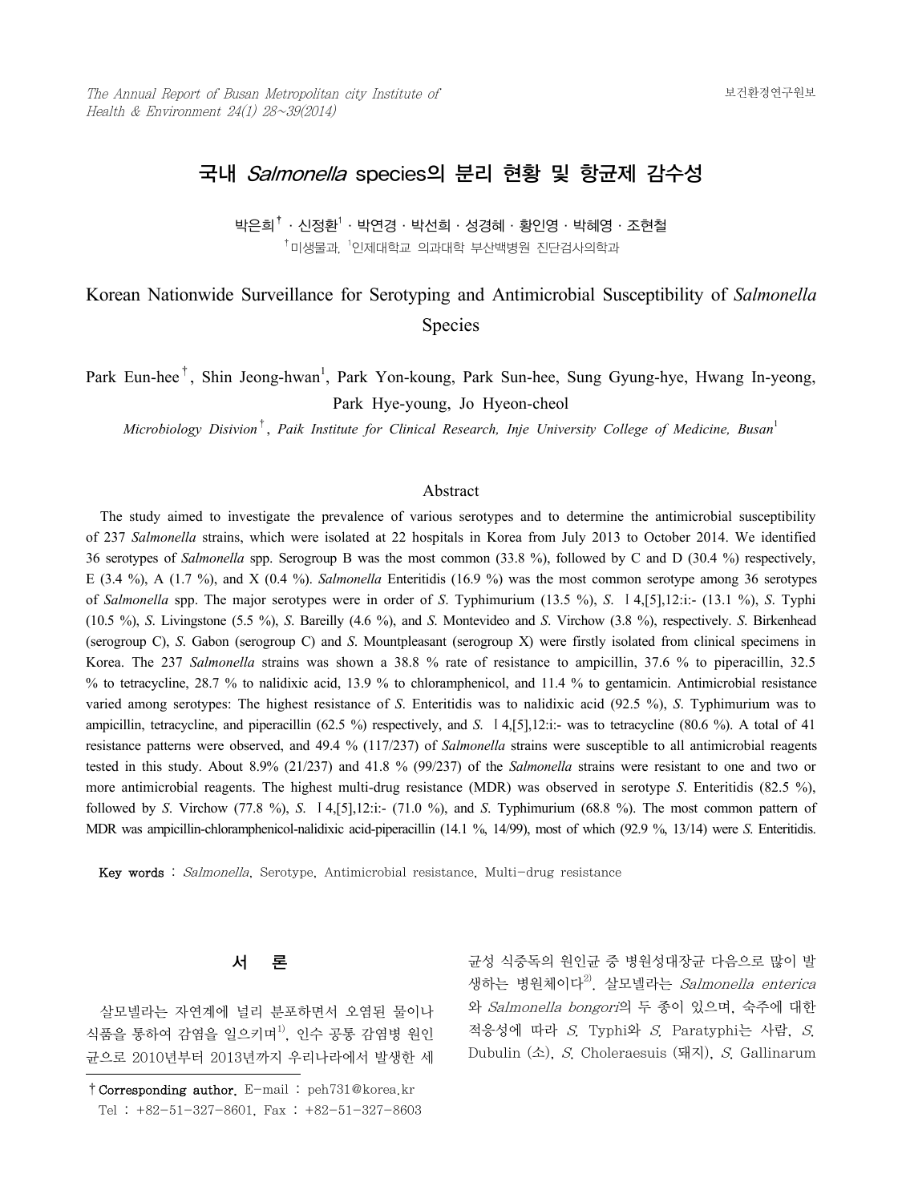# 국내 *Salmonella* species의 분리 현황 및 항균제 감수성

박은희[†] · 신정환[1] · 박연경 · 박선희 · 성경혜 · 황인영 · 박혜영 · 조현철

[†]미생물과, [1]인제대학교 의과대학 부산백병원 진단검사의학과

## Korean Nationwide Surveillance for Serotyping and Antimicrobial Susceptibility of *Salmonella* Species

Park Eun-hee[†], Shin Jeong-hwan[1], Park Yon-koung, Park Sun-hee, Sung Gyung-hye, Hwang In-yeong, Park Hye-young, Jo Hyeon-cheol

*Microbiology Disivion[†], Paik Institute for Clinical Research, Inje University College of Medicine, Busan[1]*

### Abstract

The study aimed to investigate the prevalence of various serotypes and to determine the antimicrobial susceptibility of 237 *Salmonella* strains, which were isolated at 22 hospitals in Korea from July 2013 to October 2014. We identified 36 serotypes of *Salmonella* spp. Serogroup B was the most common (33.8 %), followed by C and D (30.4 %) respectively, E (3.4 %), A (1.7 %), and X (0.4 %). *Salmonella* Enteritidis (16.9 %) was the most common serotype among 36 serotypes of *Salmonella* spp. The major serotypes were in order of *S*. Typhimurium (13.5 %), *S*. Ⅰ4,[5],12:i:- (13.1 %), *S*. Typhi (10.5 %), *S*. Livingstone (5.5 %), *S*. Bareilly (4.6 %), and *S*. Montevideo and *S*. Virchow (3.8 %), respectively. *S*. Birkenhead (serogroup C), *S*. Gabon (serogroup C) and *S*. Mountpleasant (serogroup X) were firstly isolated from clinical specimens in Korea. The 237 *Salmonella* strains was shown a 38.8 % rate of resistance to ampicillin, 37.6 % to piperacillin, 32.5 % to tetracycline, 28.7 % to nalidixic acid, 13.9 % to chloramphenicol, and 11.4 % to gentamicin. Antimicrobial resistance varied among serotypes: The highest resistance of *S*. Enteritidis was to nalidixic acid (92.5 %), *S*. Typhimurium was to ampicillin, tetracycline, and piperacillin (62.5 %) respectively, and *S*. Ⅰ4,[5],12:i:- was to tetracycline (80.6 %). A total of 41 resistance patterns were observed, and 49.4 % (117/237) of *Salmonella* strains were susceptible to all antimicrobial reagents tested in this study. About 8.9% (21/237) and 41.8 % (99/237) of the *Salmonella* strains were resistant to one and two or more antimicrobial reagents. The highest multi-drug resistance (MDR) was observed in serotype *S*. Enteritidis (82.5 %), followed by *S*. Virchow (77.8 %), *S*. Ⅰ4,[5],12:i:- (71.0 %), and *S*. Typhimurium (68.8 %). The most common pattern of MDR was ampicillin-chloramphenicol-nalidixic acid-piperacillin (14.1 %, 14/99), most of which (92.9 %, 13/14) were *S*. Enteritidis.

**Key words** : *Salmonella*, Serotype, Antimicrobial resistance, Multi-drug resistance

## 서 론

살모넬라는 자연계에 널리 분포하면서 오염된 물이나 식품을 통하여 감염을 일으키며[1], 인수 공통 감염병 원인균으로 2010년부터 2013년까지 우리나라에서 발생한 세균성 식중독의 원인균 중 병원성대장균 다음으로 많이 발생하는 병원체이다[2]. 살모넬라는 *Salmonella enterica*와 *Salmonella bongori*의 두 종이 있으며, 숙주에 대한 적응성에 따라 *S.* Typhi와 *S.* Paratyphi는 사람, *S.* Dubulin (소), *S.* Choleraesuis (돼지), *S.* Gallinarum

† **Corresponding author.** E-mail : peh731@korea.kr
Tel : +82-51-327-8601, Fax : +82-51-327-8603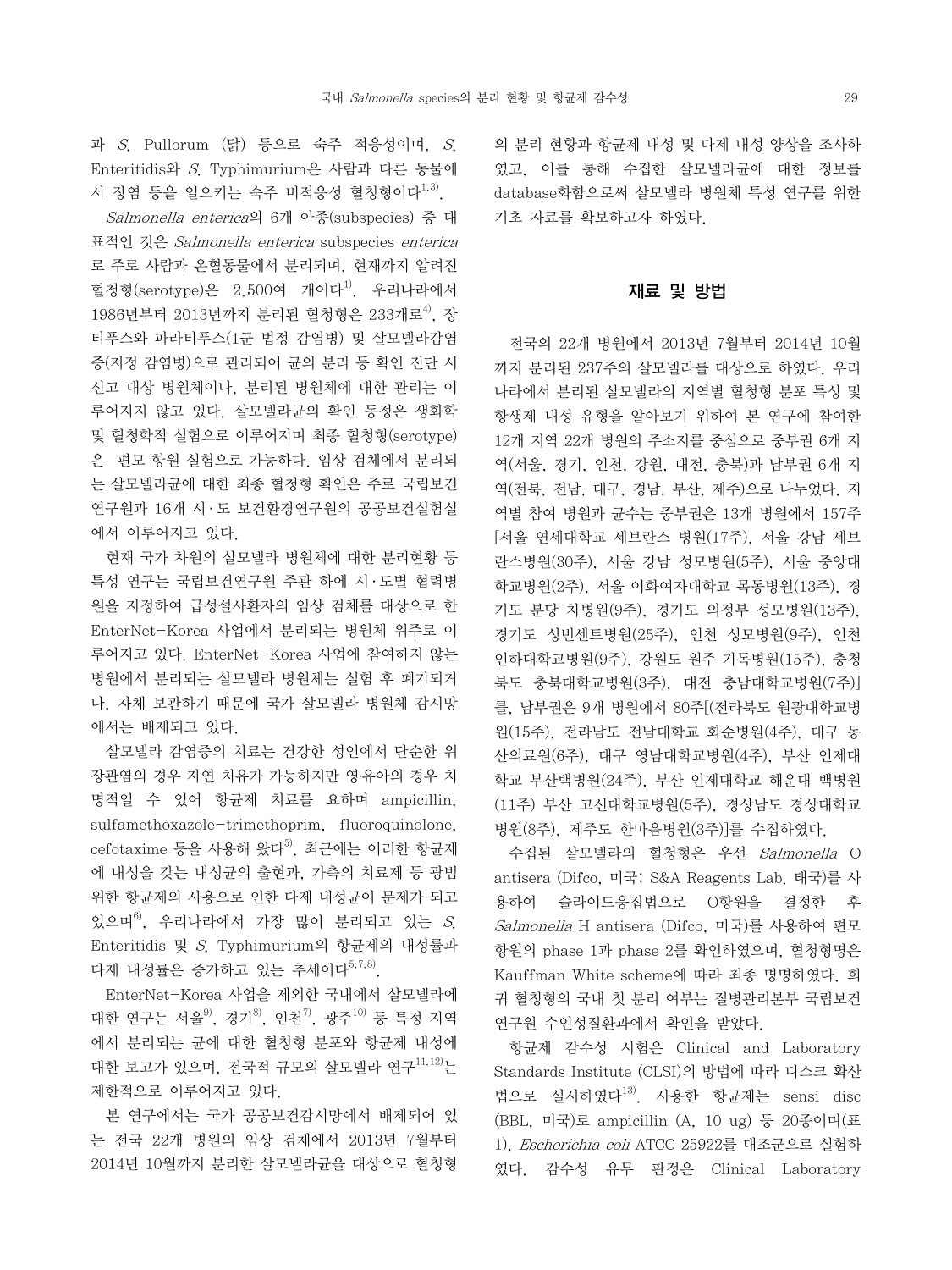과 *S.* Pullorum (닭) 등으로 숙주 적응성이며, *S.* Enteritidis와 *S.* Typhimurium은 사람과 다른 동물에서 장염 등을 일으키는 숙주 비적응성 혈청형이다[1,3].

*Salmonella enterica*의 6개 아종(subspecies) 중 대표적인 것은 *Salmonella enterica* subspecies *enterica*로 주로 사람과 온혈동물에서 분리되며, 현재까지 알려진 혈청형(serotype)은 2,500여 개이다[1]. 우리나라에서 1986년부터 2013년까지 분리된 혈청형은 233개로[4], 장티푸스와 파라티푸스(1군 법정 감염병) 및 살모넬라감염증(지정 감염병)으로 관리되어 균의 분리 등 확인 진단 시 신고 대상 병원체이나, 분리된 병원체에 대한 관리는 이루어지지 않고 있다. 살모넬라균의 확인 동정은 생화학 및 혈청학적 실험으로 이루어지며 최종 혈청형(serotype)은 편모 항원 실험으로 가능하다. 임상 검체에서 분리되는 살모넬라균에 대한 최종 혈청형 확인은 주로 국립보건연구원과 16개 시·도 보건환경연구원의 공공보건실험실에서 이루어지고 있다.

현재 국가 차원의 살모넬라 병원체에 대한 분리현황 등 특성 연구는 국립보건연구원 주관 하에 시·도별 협력병원을 지정하여 급성설사환자의 임상 검체를 대상으로 한 EnterNet-Korea 사업에서 분리되는 병원체 위주로 이루어지고 있다. EnterNet-Korea 사업에 참여하지 않는 병원에서 분리되는 살모넬라 병원체는 실험 후 폐기되거나, 자체 보관하기 때문에 국가 살모넬라 병원체 감시망에서는 배제되고 있다.

살모넬라 감염증의 치료는 건강한 성인에서 단순한 위장관염의 경우 자연 치유가 가능하지만 영·유아의 경우 치명적일 수 있어 항균제 치료를 요하며 ampicillin, sulfamethoxazole-trimethoprim, fluoroquinolone, cefotaxime 등을 사용해 왔다[5]. 최근에는 이러한 항균제에 내성을 갖는 내성균의 출현과, 가축의 치료제 등 광범위한 항균제의 사용으로 인한 다제 내성균이 문제가 되고 있으며[6], 우리나라에서 가장 많이 분리되고 있는 *S.* Enteritidis 및 *S.* Typhimurium의 항균제의 내성률과 다제 내성률은 증가하고 있는 추세이다[5,7,8].

EnterNet-Korea 사업을 제외한 국내에서 살모넬라에 대한 연구는 서울[9], 경기[8], 인천[7], 광주[10] 등 특정 지역에서 분리되는 균에 대한 혈청형 분포와 항균제 내성에 대한 보고가 있으며, 전국적 규모의 살모넬라 연구[11,12]는 제한적으로 이루어지고 있다.

본 연구에서는 국가 공공보건감시망에서 배제되어 있는 전국 22개 병원의 임상 검체에서 2013년 7월부터 2014년 10월까지 분리한 살모넬라균을 대상으로 혈청형의 분리 현황과 항균제 내성 및 다제 내성 양상을 조사하였고, 이를 통해 수집한 살모넬라균에 대한 정보를 database화함으로써 살모넬라 병원체 특성 연구를 위한 기초 자료를 확보하고자 하였다.

## 재료 및 방법

전국의 22개 병원에서 2013년 7월부터 2014년 10월까지 분리된 237주의 살모넬라를 대상으로 하였다. 우리나라에서 분리된 살모넬라의 지역별 혈청형 분포 특성 및 항생제 내성 유형을 알아보기 위하여 본 연구에 참여한 12개 지역 22개 병원의 주소지를 중심으로 중부권 6개 지역(서울, 경기, 인천, 강원, 대전, 충북)과 남부권 6개 지역(전북, 전남, 대구, 경남, 부산, 제주)으로 나누었다. 지역별 참여 병원과 균수는 중부권은 13개 병원에서 157주[서울 연세대학교 세브란스 병원(17주), 서울 강남 세브란스병원(30주), 서울 강남 성모병원(5주), 서울 중앙대학교병원(2주), 서울 이화여자대학교 목동병원(13주), 경기도 분당 차병원(9주), 경기도 의정부 성모병원(13주), 경기도 성빈센트병원(25주), 인천 성모병원(9주), 인천 인하대학교병원(9주), 강원도 원주 기독병원(15주), 충청북도 충북대학교병원(3주), 대전 충남대학교병원(7주)]를, 남부권은 9개 병원에서 80주[(전라북도 원광대학교병원(15주), 전라남도 전남대학교 화순병원(4주), 대구 동산의료원(6주), 대구 영남대학교병원(4주), 부산 인제대학교 부산백병원(24주), 부산 인제대학교 해운대 백병원(11주) 부산 고신대학교병원(5주), 경상남도 경상대학교병원(8주), 제주도 한마음병원(3주)]를 수집하였다.

수집된 살모넬라의 혈청형은 우선 *Salmonella* O antisera (Difco, 미국; S&A Reagents Lab, 태국)를 사용하여 슬라이드응집법으로 O항원을 결정한 후 *Salmonella* H antisera (Difco, 미국)를 사용하여 편모 항원의 phase 1과 phase 2를 확인하였으며, 혈청형명은 Kauffman White scheme에 따라 최종 명명하였다. 희귀 혈청형의 국내 첫 분리 여부는 질병관리본부 국립보건연구원 수인성질환과에서 확인을 받았다.

항균제 감수성 시험은 Clinical and Laboratory Standards Institute (CLSI)의 방법에 따라 디스크 확산법으로 실시하였다[13]. 사용한 항균제는 sensi disc (BBL, 미국)로 ampicillin (A, 10 ug) 등 20종이며(표 1), *Escherichia coli* ATCC 25922를 대조군으로 실험하였다. 감수성 유무 판정은 Clinical Laboratory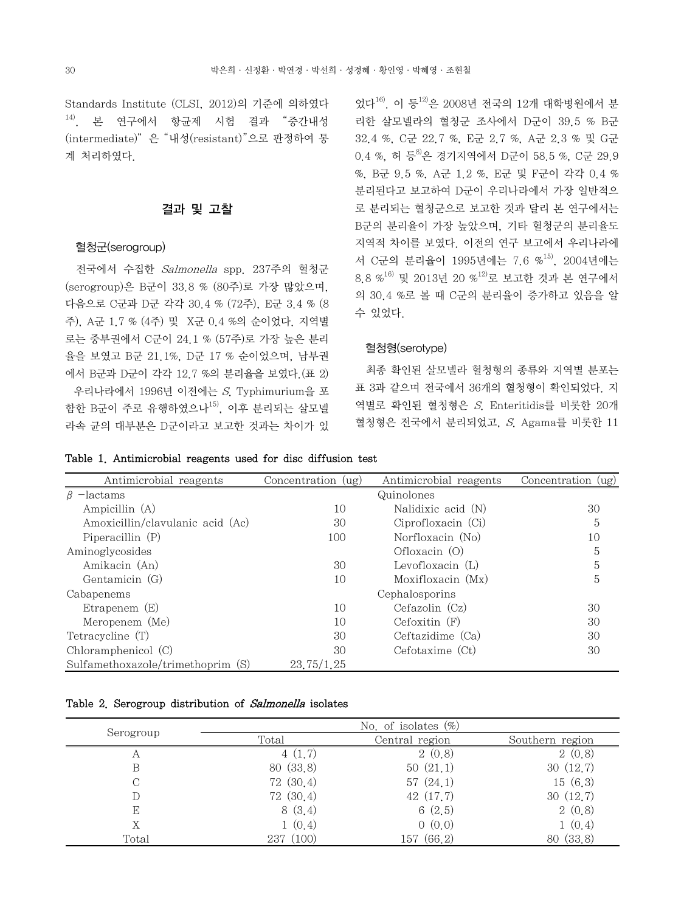Standards Institute (CLSI, 2012)의 기준에 의하였다[14]. 본 연구에서 항균제 시험 결과 "중간내성(intermediate)"은 "내성(resistant)"으로 판정하여 통계 처리하였다.

## 결과 및 고찰

### 혈청군(serogroup)

전국에서 수집한 *Salmonella* spp. 237주의 혈청군(serogroup)은 B군이 33.8 % (80주)로 가장 많았으며, 다음으로 C군과 D군 각각 30.4 % (72주), E군 3.4 % (8주), A군 1.7 % (4주) 및 X군 0.4 %의 순이었다. 지역별로는 중부권에서 C군이 24.1 % (57주)로 가장 높은 분리율을 보였고 B군 21.1%, D군 17 % 순이었으며, 남부권에서 B군과 D군이 각각 12.7 %의 분리율을 보였다.(표 2)

우리나라에서 1996년 이전에는 *S.* Typhimurium을 포함한 B군이 주로 유행하였으나[15], 이후 분리되는 살모넬라속 균의 대부분은 D군이라고 보고한 것과는 차이가 있었다[16]. 이 등[12]은 2008년 전국의 12개 대학병원에서 분리한 살모넬라의 혈청군 조사에서 D군이 39.5 % B군 32.4 %, C군 22.7 %, E군 2.7 %, A군 2.3 % 및 G군 0.4 %, 허 등[8]은 경기지역에서 D군이 58.5 %, C군 29.9 %, B군 9.5 %, A군 1.2 %, E군 및 F군이 각각 0.4 % 분리된다고 보고하여 D군이 우리나라에서 가장 일반적으로 분리되는 혈청군으로 보고한 것과 달리 본 연구에서는 B군의 분리율이 가장 높았으며, 기타 혈청군의 분리율도 지역적 차이를 보였다. 이전의 연구 보고에서 우리나라에서 C군의 분리율이 1995년에는 7.6 %[15], 2004년에는 8.8 %[16] 및 2013년 20 %[12]로 보고한 것과 본 연구에서의 30.4 %로 볼 때 C군의 분리율이 증가하고 있음을 알 수 있었다.

### 혈청형(serotype)

최종 확인된 살모넬라 혈청형의 종류와 지역별 분포는 표 3과 같으며 전국에서 36개의 혈청형이 확인되었다. 지역별로 확인된 혈청형은 *S.* Enteritidis를 비롯한 20개 혈청형은 전국에서 분리되었고, *S.* Agama를 비롯한 11

**Table 1. Antimicrobial reagents used for disc diffusion test**

| Antimicrobial reagents | Concentration (ug) | Antimicrobial reagents | Concentration (ug) |
|---|---|---|---|
| β −lactams | | Quinolones | |
| Ampicillin (A) | 10 | Nalidixic acid (N) | 30 |
| Amoxicillin/clavulanic acid (Ac) | 30 | Ciprofloxacin (Ci) | 5 |
| Piperacillin (P) | 100 | Norfloxacin (No) | 10 |
| Aminoglycosides | | Ofloxacin (O) | 5 |
| Amikacin (An) | 30 | Levofloxacin (L) | 5 |
| Gentamicin (G) | 10 | Moxifloxacin (Mx) | 5 |
| Cabapenems | | Cephalosporins | |
| Etrapenem (E) | 10 | Cefazolin (Cz) | 30 |
| Meropenem (Me) | 10 | Cefoxitin (F) | 30 |
| Tetracycline (T) | 30 | Ceftazidime (Ca) | 30 |
| Chloramphenicol (C) | 30 | Cefotaxime (Ct) | 30 |
| Sulfamethoxazole/trimethoprim (S) | 23.75/1.25 | | |

**Table 2. Serogroup distribution of *Salmonella* isolates**

| Serogroup | No. of isolates (%) | | |
|---|---|---|---|
| | Total | Central region | Southern region |
| A | 4 (1.7) | 2 (0.8) | 2 (0.8) |
| B | 80 (33.8) | 50 (21.1) | 30 (12.7) |
| C | 72 (30.4) | 57 (24.1) | 15 (6.3) |
| D | 72 (30.4) | 42 (17.7) | 30 (12.7) |
| E | 8 (3.4) | 6 (2.5) | 2 (0.8) |
| X | 1 (0.4) | 0 (0.0) | 1 (0.4) |
| Total | 237 (100) | 157 (66.2) | 80 (33.8) |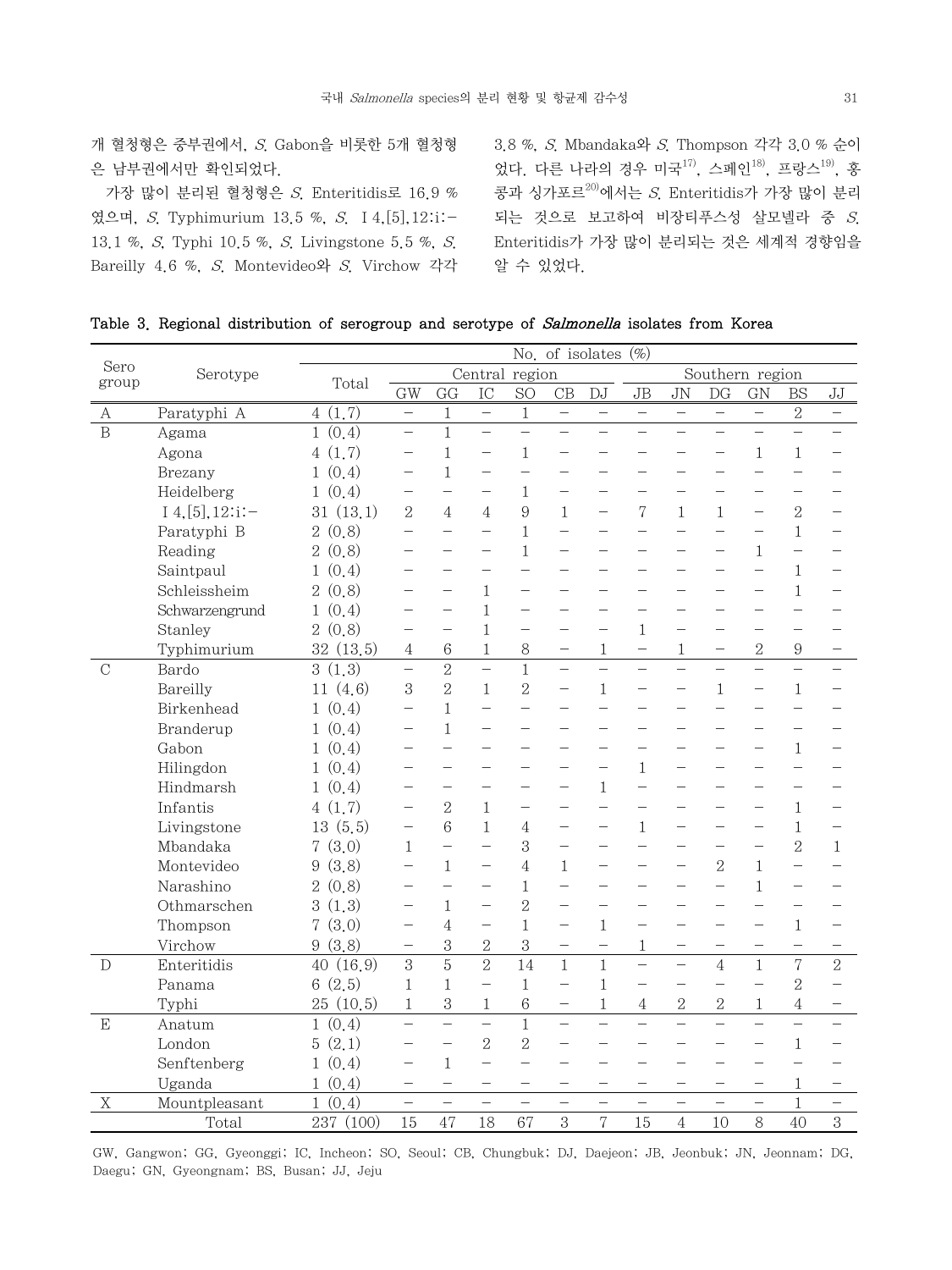개 혈청형은 중부권에서, *S.* Gabon을 비롯한 5개 혈청형은 남부권에서만 확인되었다.

가장 많이 분리된 혈청형은 *S.* Enteritidis로 16.9 %였으며, *S.* Typhimurium 13.5 %, *S.* I 4,[5],12:i:- 13.1 %, *S.* Typhi 10.5 %, *S.* Livingstone 5.5 %, *S.* Bareilly 4.6 %, *S.* Montevideo와 *S.* Virchow 각각 3.8 %, *S.* Mbandaka와 *S.* Thompson 각각 3.0 % 순이었다. 다른 나라의 경우 미국[17], 스페인[18], 프랑스[19], 홍콩과 싱가포르[20]에서는 *S.* Enteritidis가 가장 많이 분리되는 것으로 보고하여 비장티푸스성 살모넬라 중 *S.* Enteritidis가 가장 많이 분리되는 것은 세계적 경향임을 알 수 있었다.

**Table 3. Regional distribution of serogroup and serotype of *Salmonella* isolates from Korea**

| Sero group | Serotype | No. of isolates (%) | | | | | | | | | | | | |
|---|---|---|---|---|---|---|---|---|---|---|---|---|---|---|
| | | Total | Central region | | | | | | Southern region | | | | | |
| | | | GW | GG | IC | SO | CB | DJ | JB | JN | DG | GN | BS | JJ |
| A | Paratyphi A | 4 (1.7) | – | 1 | – | 1 | – | – | – | – | – | – | 2 | – |
| B | Agama | 1 (0.4) | – | 1 | – | – | – | – | – | – | – | – | – | – |
| | Agona | 4 (1.7) | – | 1 | – | 1 | – | – | – | – | – | 1 | 1 | – |
| | Brezany | 1 (0.4) | – | 1 | – | – | – | – | – | – | – | – | – | – |
| | Heidelberg | 1 (0.4) | – | – | – | 1 | – | – | – | – | – | – | – | – |
| | I 4,[5],12:i:- | 31 (13.1) | 2 | 4 | 4 | 9 | 1 | – | 7 | 1 | 1 | – | 2 | – |
| | Paratyphi B | 2 (0.8) | – | – | – | 1 | – | – | – | – | – | – | 1 | – |
| | Reading | 2 (0.8) | – | – | – | 1 | – | – | – | – | – | 1 | – | – |
| | Saintpaul | 1 (0.4) | – | – | – | – | – | – | – | – | – | – | 1 | – |
| | Schleissheim | 2 (0.8) | – | – | 1 | – | – | – | – | – | – | – | 1 | – |
| | Schwarzengrund | 1 (0.4) | – | – | 1 | – | – | – | – | – | – | – | – | – |
| | Stanley | 2 (0.8) | – | – | 1 | – | – | – | 1 | – | – | – | – | – |
| | Typhimurium | 32 (13.5) | 4 | 6 | 1 | 8 | – | 1 | – | 1 | – | 2 | 9 | – |
| C | Bardo | 3 (1.3) | – | 2 | – | 1 | – | – | – | – | – | – | – | – |
| | Bareilly | 11 (4.6) | 3 | 2 | 1 | 2 | – | 1 | – | – | 1 | – | 1 | – |
| | Birkenhead | 1 (0.4) | – | 1 | – | – | – | – | – | – | – | – | – | – |
| | Branderup | 1 (0.4) | – | 1 | – | – | – | – | – | – | – | – | – | – |
| | Gabon | 1 (0.4) | – | – | – | – | – | – | – | – | – | – | 1 | – |
| | Hilingdon | 1 (0.4) | – | – | – | – | – | – | 1 | – | – | – | – | – |
| | Hindmarsh | 1 (0.4) | – | – | – | – | – | 1 | – | – | – | – | – | – |
| | Infantis | 4 (1.7) | – | 2 | 1 | – | – | – | – | – | – | – | 1 | – |
| | Livingstone | 13 (5.5) | – | 6 | 1 | 4 | – | – | 1 | – | – | – | 1 | – |
| | Mbandaka | 7 (3.0) | 1 | – | – | 3 | – | – | – | – | – | – | 2 | 1 |
| | Montevideo | 9 (3.8) | – | 1 | – | 4 | 1 | – | – | – | 2 | 1 | – | – |
| | Narashino | 2 (0.8) | – | – | – | 1 | – | – | – | – | – | 1 | – | – |
| | Othmarschen | 3 (1.3) | – | 1 | – | 2 | – | – | – | – | – | – | – | – |
| | Thompson | 7 (3.0) | – | 4 | – | 1 | – | 1 | – | – | – | – | 1 | – |
| | Virchow | 9 (3.8) | – | 3 | 2 | 3 | – | – | 1 | – | – | – | – | – |
| D | Enteritidis | 40 (16.9) | 3 | 5 | 2 | 14 | 1 | 1 | – | – | 4 | 1 | 7 | 2 |
| | Panama | 6 (2.5) | 1 | 1 | – | 1 | – | 1 | – | – | – | – | 2 | – |
| | Typhi | 25 (10.5) | 1 | 3 | 1 | 6 | – | 1 | 4 | 2 | 2 | 1 | 4 | – |
| E | Anatum | 1 (0.4) | – | – | – | 1 | – | – | – | – | – | – | – | – |
| | London | 5 (2.1) | – | – | 2 | 2 | – | – | – | – | – | – | 1 | – |
| | Senftenberg | 1 (0.4) | – | 1 | – | – | – | – | – | – | – | – | – | – |
| | Uganda | 1 (0.4) | – | – | – | – | – | – | – | – | – | – | 1 | – |
| X | Mountpleasant | 1 (0.4) | – | – | – | – | – | – | – | – | – | – | 1 | – |
| | Total | 237 (100) | 15 | 47 | 18 | 67 | 3 | 7 | 15 | 4 | 10 | 8 | 40 | 3 |

GW, Gangwon; GG, Gyeonggi; IC, Incheon; SO, Seoul; CB, Chungbuk; DJ, Daejeon; JB, Jeonbuk; JN, Jeonnam; DG, Daegu; GN, Gyeongnam; BS, Busan; JJ, Jeju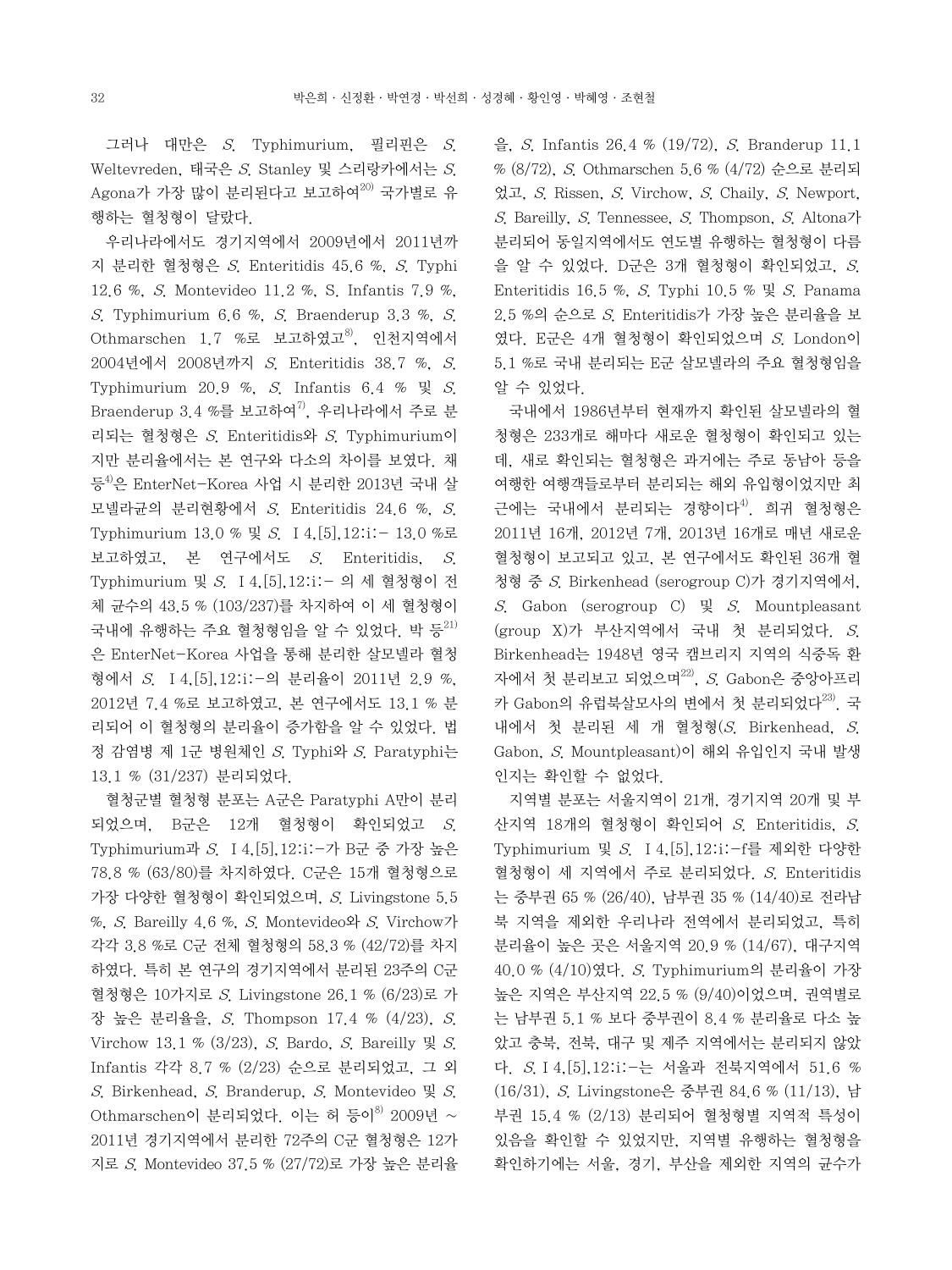그러나 대만은 *S.* Typhimurium, 필리핀은 *S.* Weltevreden, 태국은 *S.* Stanley 및 스리랑카에서는 *S.* Agona가 가장 많이 분리된다고 보고하여[20] 국가별로 유행하는 혈청형이 달랐다.

우리나라에서도 경기지역에서 2009년에서 2011년까지 분리한 혈청형은 *S.* Enteritidis 45.6 %, *S.* Typhi 12.6 %, *S.* Montevideo 11.2 %, S. Infantis 7.9 %, *S.* Typhimurium 6.6 %, *S.* Braenderup 3.3 %, *S.* Othmarschen 1.7 %로 보고하였고[8], 인천지역에서 2004년에서 2008년까지 *S.* Enteritidis 38.7 %, *S.* Typhimurium 20.9 %, *S.* Infantis 6.4 % 및 *S.* Braenderup 3.4 %를 보고하여[7], 우리나라에서 주로 분리되는 혈청형은 *S.* Enteritidis와 *S.* Typhimurium이지만 분리율에서는 본 연구와 다소의 차이를 보였다. 채 등[4]은 EnterNet-Korea 사업 시 분리한 2013년 국내 살모넬라균의 분리현황에서 *S.* Enteritidis 24.6 %, *S.* Typhimurium 13.0 % 및 *S.* I 4,[5],12:i:- 13.0 %로 보고하였고, 본 연구에서도 *S.* Enteritidis, *S.* Typhimurium 및 *S.* I 4,[5],12:i:- 의 세 혈청형이 전체 균수의 43.5 % (103/237)를 차지하여 이 세 혈청형이 국내에 유행하는 주요 혈청형임을 알 수 있었다. 박 등[21]은 EnterNet-Korea 사업을 통해 분리한 살모넬라 혈청형에서 *S.* I 4,[5],12:i:-의 분리율이 2011년 2.9 %, 2012년 7.4 %로 보고하였고, 본 연구에서도 13.1 % 분리되어 이 혈청형의 분리율이 증가함을 알 수 있었다. 법정 감염병 제 1군 병원체인 *S.* Typhi와 *S.* Paratyphi는 13.1 % (31/237) 분리되었다.

혈청군별 혈청형 분포는 A군은 Paratyphi A만이 분리되었으며, B군은 12개 혈청형이 확인되었고 *S.* Typhimurium과 *S.* I 4,[5],12:i:-가 B군 중 가장 높은 78.8 % (63/80)를 차지하였다. C군은 15개 혈청형으로 가장 다양한 혈청형이 확인되었으며, *S.* Livingstone 5.5 %, *S.* Bareilly 4.6 %, *S.* Montevideo와 *S.* Virchow가 각각 3.8 %로 C군 전체 혈청형의 58.3 % (42/72)를 차지하였다. 특히 본 연구의 경기지역에서 분리된 23주의 C군 혈청형은 10가지로 *S.* Livingstone 26.1 % (6/23)로 가장 높은 분리율을, *S.* Thompson 17.4 % (4/23), *S.* Virchow 13.1 % (3/23), *S.* Bardo, *S.* Bareilly 및 *S.* Infantis 각각 8.7 % (2/23) 순으로 분리되었고, 그 외 *S.* Birkenhead, *S.* Branderup, *S.* Montevideo 및 *S.* Othmarschen이 분리되었다. 이는 허 등이[8] 2009년 ~ 2011년 경기지역에서 분리한 72주의 C군 혈청형은 12가지로 *S.* Montevideo 37.5 % (27/72)로 가장 높은 분리율을, *S.* Infantis 26.4 % (19/72), *S.* Branderup 11.1 % (8/72), *S.* Othmarschen 5.6 % (4/72) 순으로 분리되었고, *S.* Rissen, *S.* Virchow, *S.* Chaily, *S.* Newport, *S.* Bareilly, *S.* Tennessee, *S.* Thompson, *S.* Altona가 분리되어 동일지역에서도 연도별 유행하는 혈청형이 다름을 알 수 있었다. D군은 3개 혈청형이 확인되었고, *S.* Enteritidis 16.5 %, *S.* Typhi 10.5 % 및 *S.* Panama 2.5 %의 순으로 *S.* Enteritidis가 가장 높은 분리율을 보였다. E군은 4개 혈청형이 확인되었으며 *S.* London이 5.1 %로 국내 분리되는 E군 살모넬라의 주요 혈청형임을 알 수 있었다.

국내에서 1986년부터 현재까지 확인된 살모넬라의 혈청형은 233개로 해마다 새로운 혈청형이 확인되고 있는데, 새로 확인되는 혈청형은 과거에는 주로 동남아 등을 여행한 여행객들로부터 분리되는 해외 유입형이었지만 최근에는 국내에서 분리되는 경향이다[4]. 희귀 혈청형은 2011년 16개, 2012년 7개, 2013년 16개로 매년 새로운 혈청형이 보고되고 있고, 본 연구에서도 확인된 36개 혈청형 중 *S.* Birkenhead (serogroup C)가 경기지역에서, *S.* Gabon (serogroup C) 및 *S.* Mountpleasant (group X)가 부산지역에서 국내 첫 분리되었다. *S.* Birkenhead는 1948년 영국 캠브리지 지역의 식중독 환자에서 첫 분리보고 되었으며[22], *S.* Gabon은 중앙아프리카 Gabon의 유럽북살모사의 변에서 첫 분리되었다[23]. 국내에서 첫 분리된 세 개 혈청형(*S.* Birkenhead, *S.* Gabon, *S.* Mountpleasant)이 해외 유입인지 국내 발생인지는 확인할 수 없었다.

지역별 분포는 서울지역이 21개, 경기지역 20개 및 부산지역 18개의 혈청형이 확인되어 *S.* Enteritidis, *S.* Typhimurium 및 *S.* I 4,[5],12:i:-f를 제외한 다양한 혈청형이 세 지역에서 주로 분리되었다. *S.* Enteritidis는 중부권 65 % (26/40), 남부권 35 % (14/40)로 전라남북 지역을 제외한 우리나라 전역에서 분리되었고, 특히 분리율이 높은 곳은 서울지역 20.9 % (14/67), 대구지역 40.0 % (4/10)였다. *S.* Typhimurium의 분리율이 가장 높은 지역은 부산지역 22.5 % (9/40)이었으며, 권역별로는 남부권 5.1 % 보다 중부권이 8.4 % 분리율로 다소 높았고 충북, 전북, 대구 및 제주 지역에서는 분리되지 않았다. *S.* I 4,[5],12:i:-는 서울과 전북지역에서 51.6 % (16/31), *S.* Livingstone은 중부권 84.6 % (11/13), 남부권 15.4 % (2/13) 분리되어 혈청형별 지역적 특성이 있음을 확인할 수 있었지만, 지역별 유행하는 혈청형을 확인하기에는 서울, 경기, 부산을 제외한 지역의 균수가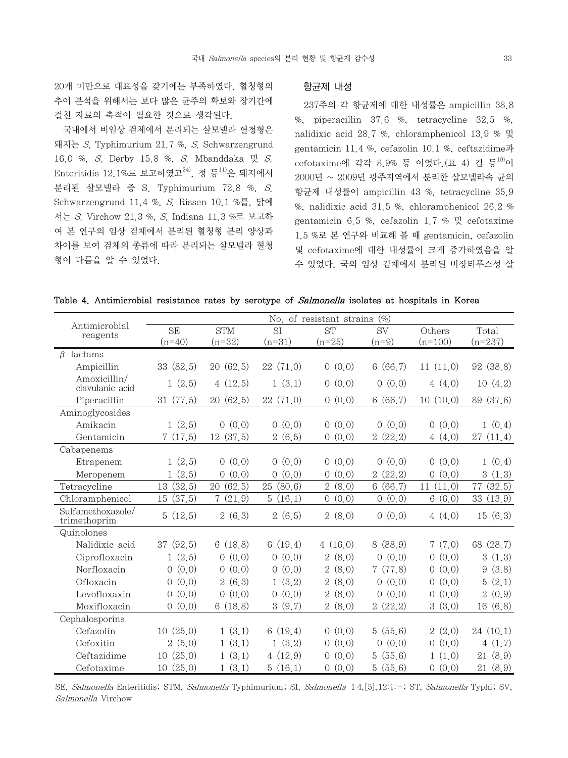20개 미만으로 대표성을 갖기에는 부족하였다. 혈청형의 추이 분석을 위해서는 보다 많은 균주의 확보와 장기간에 걸친 자료의 축적이 필요한 것으로 생각된다.

국내에서 비임상 검체에서 분리되는 살모넬라 혈청형은 돼지는 *S.* Typhimurium 21.7 %, *S.* Schwarzengrund 16.0 %, *S.* Derby 15.8 %, *S.* Mbanddaka 및 *S.* Enteritidis 12.1%로 보고하였고[24], 정 등[11]은 돼지에서 분리된 살모넬라 중 S. Typhimurium 72.8 %, *S.* Schwarzengrund 11.4 %, *S.* Rissen 10.1 %를, 닭에서는 *S.* Virchow 21.3 %, *S.* Indiana 11.3 %로 보고하여 본 연구의 임상 검체에서 분리된 혈청형 분리 양상과 차이를 보여 검체의 종류에 따라 분리되는 살모넬라 혈청형이 다름을 알 수 있었다.

## 항균제 내성

237주의 각 항균제에 대한 내성률은 ampicillin 38.8 %, piperacillin 37.6 %, tetracycline 32.5 %, nalidixic acid 28.7 %, chloramphenicol 13.9 % 및 gentamicin 11.4 %, cefazolin 10.1 %, ceftazidime과 cefotaxime에 각각 8.9% 등 이었다.(표 4) 김 등[10]이 2000년 ~ 2009년 광주지역에서 분리한 살모넬라속 균의 항균제 내성률이 ampicillin 43 %, tetracycline 35.9 %, nalidixic acid 31.5 %, chloramphenicol 26.2 % gentamicin 6.5 %, cefazolin 1.7 % 및 cefotaxime 1.5 %로 본 연구와 비교해 볼 때 gentamicin, cefazolin 및 cefotaxime에 대한 내성률이 크게 증가하였음을 알 수 있었다. 국외 임상 검체에서 분리된 비장티푸스성 살

**Table 4. Antimicrobial resistance rates by serotype of *Salmonella* isolates at hospitals in Korea**

| Antimicrobial reagents | No. of resistant strains (%) | | | | | | |
|---|---|---|---|---|---|---|---|
| | SE (n=40) | STM (n=32) | SI (n=31) | ST (n=25) | SV (n=9) | Others (n=100) | Total (n=237) |
| *β*-lactams | | | | | | | |
| Ampicillin | 33 (82.5) | 20 (62.5) | 22 (71.0) | 0 (0.0) | 6 (66.7) | 11 (11.0) | 92 (38.8) |
| Amoxicillin/clavulanic acid | 1 (2.5) | 4 (12.5) | 1 (3.1) | 0 (0.0) | 0 (0.0) | 4 (4.0) | 10 (4.2) |
| Piperacillin | 31 (77.5) | 20 (62.5) | 22 (71.0) | 0 (0.0) | 6 (66.7) | 10 (10.0) | 89 (37.6) |
| Aminoglycosides | | | | | | | |
| Amikacin | 1 (2.5) | 0 (0.0) | 0 (0.0) | 0 (0.0) | 0 (0.0) | 0 (0.0) | 1 (0.4) |
| Gentamicin | 7 (17.5) | 12 (37.5) | 2 (6.5) | 0 (0.0) | 2 (22.2) | 4 (4.0) | 27 (11.4) |
| Cabapenems | | | | | | | |
| Etrapenem | 1 (2.5) | 0 (0.0) | 0 (0.0) | 0 (0.0) | 0 (0.0) | 0 (0.0) | 1 (0.4) |
| Meropenem | 1 (2.5) | 0 (0.0) | 0 (0.0) | 0 (0.0) | 2 (22.2) | 0 (0.0) | 3 (1.3) |
| Tetracycline | 13 (32.5) | 20 (62.5) | 25 (80.6) | 2 (8.0) | 6 (66.7) | 11 (11.0) | 77 (32.5) |
| Chloramphenicol | 15 (37.5) | 7 (21.9) | 5 (16.1) | 0 (0.0) | 0 (0.0) | 6 (6.0) | 33 (13.9) |
| Sulfamethoxazole/trimethoprim | 5 (12.5) | 2 (6.3) | 2 (6.5) | 2 (8.0) | 0 (0.0) | 4 (4.0) | 15 (6.3) |
| Quinolones | | | | | | | |
| Nalidixic acid | 37 (92.5) | 6 (18.8) | 6 (19.4) | 4 (16.0) | 8 (88.9) | 7 (7.0) | 68 (28.7) |
| Ciprofloxacin | 1 (2.5) | 0 (0.0) | 0 (0.0) | 2 (8.0) | 0 (0.0) | 0 (0.0) | 3 (1.3) |
| Norfloxacin | 0 (0.0) | 0 (0.0) | 0 (0.0) | 2 (8.0) | 7 (77.8) | 0 (0.0) | 9 (3.8) |
| Ofloxacin | 0 (0.0) | 2 (6.3) | 1 (3.2) | 2 (8.0) | 0 (0.0) | 0 (0.0) | 5 (2.1) |
| Levofloxaxin | 0 (0.0) | 0 (0.0) | 0 (0.0) | 2 (8.0) | 0 (0.0) | 0 (0.0) | 2 (0.9) |
| Moxifloxacin | 0 (0.0) | 6 (18.8) | 3 (9.7) | 2 (8.0) | 2 (22.2) | 3 (3.0) | 16 (6.8) |
| Cephalosporins | | | | | | | |
| Cefazolin | 10 (25.0) | 1 (3.1) | 6 (19.4) | 0 (0.0) | 5 (55.6) | 2 (2.0) | 24 (10.1) |
| Cefoxitin | 2 (5.0) | 1 (3.1) | 1 (3.2) | 0 (0.0) | 0 (0.0) | 0 (0.0) | 4 (1.7) |
| Ceftazidime | 10 (25.0) | 1 (3.1) | 4 (12.9) | 0 (0.0) | 5 (55.6) | 1 (1.0) | 21 (8.9) |
| Cefotaxime | 10 (25.0) | 1 (3.1) | 5 (16.1) | 0 (0.0) | 5 (55.6) | 0 (0.0) | 21 (8.9) |

SE, *Salmonella* Enteritidis; STM, *Salmonella* Typhimurium; SI, *Salmonella* I 4,[5],12:i:-; ST, *Salmonella* Typhi; SV, *Salmonella* Virchow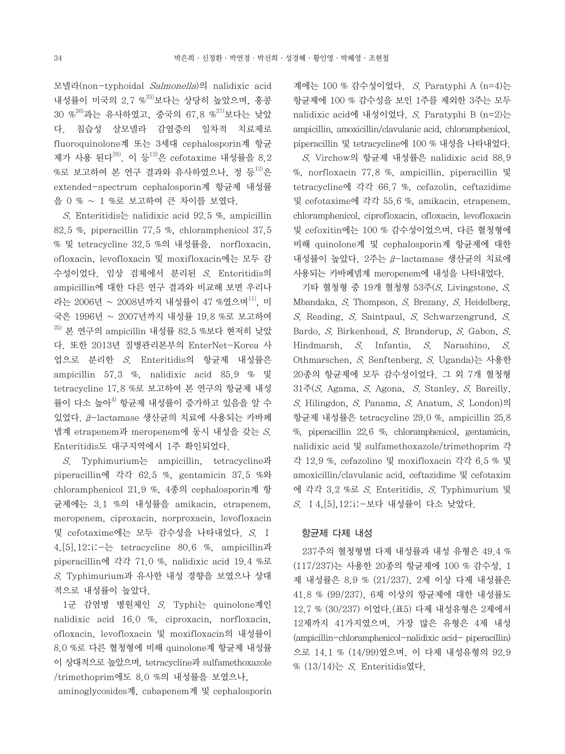모넬라(non-typhoidal *Salmonella*)의 nalidixic acid 내성률이 미국의 2.7 %[25]보다는 상당히 높았으며, 홍콩 30 %[26]과는 유사하였고, 중국의 67.8 %[27]보다는 낮았다. 침습성 살모넬라 감염증의 일차적 치료제로 fluoroquinolone계 또는 3세대 cephalosporin계 항균제가 사용 된다[28]. 이 등[12]은 cefotaxime 내성률을 8.2 %로 보고하여 본 연구 결과와 유사하였으나, 정 등[12]은 extended-spectrum cephalosporin계 항균제 내성률을 0 % ~ 1 %로 보고하여 큰 차이를 보였다.

*S.* Enteritidis는 nalidixic acid 92.5 %, ampicillin 82.5 %, piperacillin 77.5 %, chloramphenicol 37.5 % 및 tetracycline 32.5 %의 내성률을, norfloxacin, ofloxacin, levofloxacin 및 moxifloxacin에는 모두 감수성이었다. 임상 검체에서 분리된 *S.* Enteritidis의 ampicillin에 대한 다른 연구 결과와 비교해 보면 우리나라는 2006년 ~ 2008년까지 내성률이 47 %였으며[11], 미국은 1996년 ~ 2007년까지 내성률 19.8 %로 보고하여[25] 본 연구의 ampicillin 내성률 82.5 %보다 현저히 낮았다. 또한 2013년 질병관리본부의 EnterNet-Korea 사업으로 분리한 *S.* Enteritidis의 항균제 내성률은 ampicillin 57.3 %, nalidixic acid 85.9 % 및 tetracycline 17.8 %로 보고하여 본 연구의 항균제 내성률이 다소 높아[4] 항균제 내성률이 증가하고 있음을 알 수 있었다. β-lactamase 생산균의 치료에 사용되는 카바페넴계 etrapenem과 meropenem에 동시 내성을 갖는 *S.* Enteritidis도 대구지역에서 1주 확인되었다.

*S.* Typhimurium는 ampicillin, tetracycline과 piperacillin에 각각 62.5 %, gentamicin 37.5 %와 chloramphenicol 21.9 %, 4종의 cephalosporin계 항균제에는 3.1 %의 내성률을 amikacin, etrapenem, meropenem, ciproxacin, norproxacin, levofloxacin 및 cefotaxime에는 모두 감수성을 나타내었다. *S.* I 4,[5],12:i:-는 tetracycline 80.6 %, ampicillin과 piperacillin에 각각 71.0 %, nalidixic acid 19.4 %로 *S.* Typhimurium과 유사한 내성 경향을 보였으나 상대적으로 내성률이 높았다.

1군 감염병 병원체인 *S.* Typhi는 quinolone계인 nalidixic acid 16.0 %, ciproxacin, norfloxacin, ofloxacin, levofloxacin 및 moxifloxacin의 내성률이 8.0 %로 다른 혈청형에 비해 quinolone계 항균제 내성률이 상대적으로 높았으며, tetracycline과 sulfamethoxazole/trimethoprim에도 8.0 %의 내성률을 보였으나, aminoglycosides계, cabapenem계 및 cephalosporin계에는 100 % 감수성이었다. *S.* Paratyphi A (n=4)는 항균제에 100 % 감수성을 보인 1주를 제외한 3주는 모두 nalidixic acid에 내성이었다. *S.* Paratyphi B (n=2)는 ampicillin, amoxicillin/clavulanic acid, chloramphenicol, piperacillin 및 tetracycline에 100 % 내성을 나타내었다.

*S.* Virchow의 항균제 내성률은 nalidixic acid 88.9 %, norfloxacin 77.8 %, ampicillin, piperacillin 및 tetracycline에 각각 66.7 %, cefazolin, ceftazidime 및 cefotaxime에 각각 55.6 %, amikacin, etrapenem, chloramphenicol, ciprofloxacin, ofloxacin, levofloxacin 및 cefoxitin에는 100 % 감수성이었으며, 다른 혈청형에 비해 quinolone계 및 cephalosporin계 항균제에 대한 내성률이 높았다. 2주는 β-lactamase 생산균의 치료에 사용되는 카바페넴계 meropenem에 내성을 나타내었다.

기타 혈청형 중 19개 혈청형 53주(*S.* Livingstone, *S.* Mbandaka, *S.* Thompson, *S.* Brezany, *S.* Heidelberg, *S.* Reading, *S.* Saintpaul, *S.* Schwarzengrund, *S.* Bardo, *S.* Birkenhead, *S.* Branderup, *S.* Gabon, *S.* Hindmarsh, *S.* Infantis, *S.* Narashino, *S.* Othmarschen, *S.* Senftenberg, *S.* Uganda)는 사용한 20종의 항균제에 모두 감수성이었다. 그 외 7개 혈청형 31주(*S.* Agama, *S.* Agona, *S.* Stanley, *S.* Bareilly, *S.* Hilingdon, *S.* Panama, *S.* Anatum, *S.* London)의 항균제 내성률은 tetracycline 29.0 %, ampicillin 25.8 %, piperacillin 22.6 %, chloramphenicol, gentamicin, nalidixic acid 및 sulfamethoxazole/trimethoprim 각각 12.9 %, cefazoline 및 moxifloxacin 각각 6.5 % 및 amoxicillin/clavulanic acid, ceftazidime 및 cefotaxim에 각각 3.2 %로 *S.* Enteritidis, *S.* Typhimurium 및 *S.* I 4,[5],12:i:-보다 내성률이 다소 낮았다.

### 항균제 다제 내성

237주의 혈청형별 다제 내성률과 내성 유형은 49.4 % (117/237)는 사용한 20종의 항균제에 100 % 감수성, 1제 내성률은 8.9 % (21/237), 2제 이상 다제 내성률은 41.8 % (99/237), 6제 이상의 항균제에 대한 내성률도 12.7 % (30/237) 이었다.(표5) 다제 내성유형은 2제에서 12제까지 41가지였으며, 가장 많은 유형은 4제 내성(ampicillin-chloramphenicol-nalidixic acid- piperacillin)으로 14.1 % (14/99)였으며, 이 다제 내성유형의 92.9 % (13/14)는 *S.* Enteritidis였다.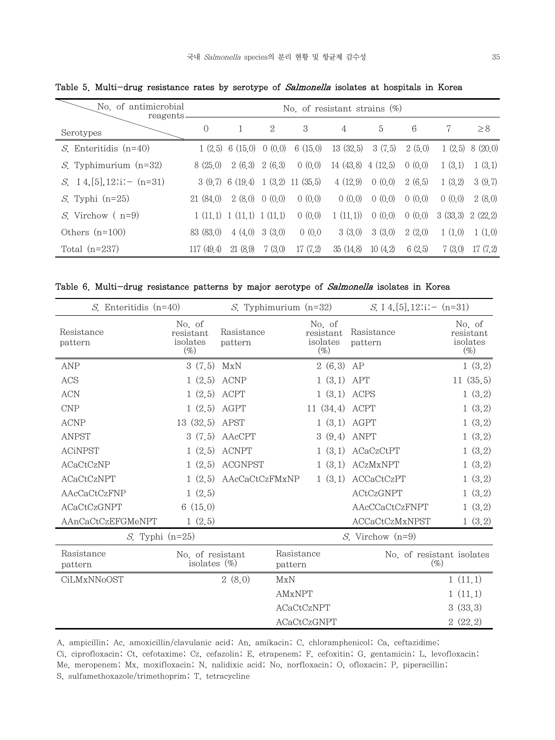Table 5. Multi-drug resistance rates by serotype of *Salmonella* isolates at hospitals in Korea

| Serotypes \ No. of antimicrobial reagents | No. of resistant strains (%) | | | | | | | | |
|---|---|---|---|---|---|---|---|---|---|
| | 0 | 1 | 2 | 3 | 4 | 5 | 6 | 7 | ≥8 |
| *S.* Enteritidis (n=40) | 1 (2.5) | 6 (15.0) | 0 (0.0) | 6 (15.0) | 13 (32.5) | 3 (7.5) | 2 (5.0) | 1 (2.5) | 8 (20.0) |
| *S.* Typhimurium (n=32) | 8 (25.0) | 2 (6.3) | 2 (6.3) | 0 (0.0) | 14 (43.8) | 4 (12.5) | 0 (0.0) | 1 (3.1) | 1 (3.1) |
| *S.* I 4,[5],12:i:- (n=31) | 3 (9.7) | 6 (19.4) | 1 (3.2) | 11 (35.5) | 4 (12.9) | 0 (0.0) | 2 (6.5) | 1 (3.2) | 3 (9.7) |
| *S.* Typhi (n=25) | 21 (84.0) | 2 (8.0) | 0 (0.0) | 0 (0.0) | 0 (0.0) | 0 (0.0) | 0 (0.0) | 0 (0.0) | 2 (8.0) |
| *S.* Virchow ( n=9) | 1 (11.1) | 1 (11.1) | 1 (11.1) | 0 (0.0) | 1 (11.1)) | 0 (0.0) | 0 (0.0) | 3 (33.3) | 2 (22.2) |
| Others (n=100) | 83 (83.0) | 4 (4.0) | 3 (3.0) | 0 (0.0 | 3 (3.0) | 3 (3.0) | 2 (2.0) | 1 (1.0) | 1 (1.0) |
| Total (n=237) | 117 (49.4) | 21 (8.9) | 7 (3.0) | 17 (7.2) | 35 (14.8) | 10 (4.2) | 6 (2.5) | 7 (3.0) | 17 (7.2) |

Table 6. Multi-drug resistance patterns by major serotype of *Salmonella* isolates in Korea

| *S.* Enteritidis (n=40) | | *S.* Typhimurium (n=32) | | *S.* I 4,[5],12:i:- (n=31) | |
|---|---|---|---|---|---|
| Resistance pattern | No. of resistant isolates (%) | Rasistance pattern | No. of resistant isolates (%) | Rasistance pattern | No. of resistant isolates (%) |
| ANP | 3 (7.5) | MxN | 2 (6.3) | AP | 1 (3.2) |
| ACS | 1 (2.5) | ACNP | 1 (3.1) | APT | 11 (35.5) |
| ACN | 1 (2.5) | ACPT | 1 (3.1) | ACPS | 1 (3.2) |
| CNP | 1 (2.5) | AGPT | 11 (34.4) | ACPT | 1 (3.2) |
| ACNP | 13 (32.5) | APST | 1 (3.1) | AGPT | 1 (3.2) |
| ANPST | 3 (7.5) | AAcCPT | 3 (9.4) | ANPT | 1 (3.2) |
| ACiNPST | 1 (2.5) | ACNPT | 1 (3.1) | ACaCzCtPT | 1 (3.2) |
| ACaCtCzNP | 1 (2.5) | ACGNPST | 1 (3.1) | ACzMxNPT | 1 (3.2) |
| ACaCtCzNPT | 1 (2.5) | AAcCaCtCzFMxNP | 1 (3.1) | ACCaCtCzPT | 1 (3.2) |
| AAcCaCtCzFNP | 1 (2.5) | | | ACtCzGNPT | 1 (3.2) |
| ACaCtCzGNPT | 6 (15.0) | | | AAcCCaCtCzFNPT | 1 (3.2) |
| AAnCaCtCzEFGMeNPT | 1 (2.5) | | | ACCaCtCzMxNPST | 1 (3.2) |

| *S.* Typhi (n=25) | | *S.* Virchow (n=9) | |
|---|---|---|---|
| Rasistance pattern | No. of resistant isolates (%) | Rasistance pattern | No. of resistant isolates (%) |
| CiLMxNNoOST | 2 (8.0) | MxN | 1 (11.1) |
| | | AMxNPT | 1 (11.1) |
| | | ACaCtCzNPT | 3 (33.3) |
| | | ACaCtCzGNPT | 2 (22.2) |

A, ampicillin; Ac, amoxicillin/clavulanic acid; An, amikacin; C, chloramphenicol; Ca, ceftazidime; Ci, ciprofloxacin; Ct, cefotaxime; Cz, cefazolin; E, etrapenem; F, cefoxitin; G, gentamicin; L, levofloxacin; Me, meropenem; Mx, moxifloxacin; N, nalidixic acid; No, norfloxacin; O, ofloxacin; P, piperacillin; S, sulfamethoxazole/trimethoprim; T, tetracycline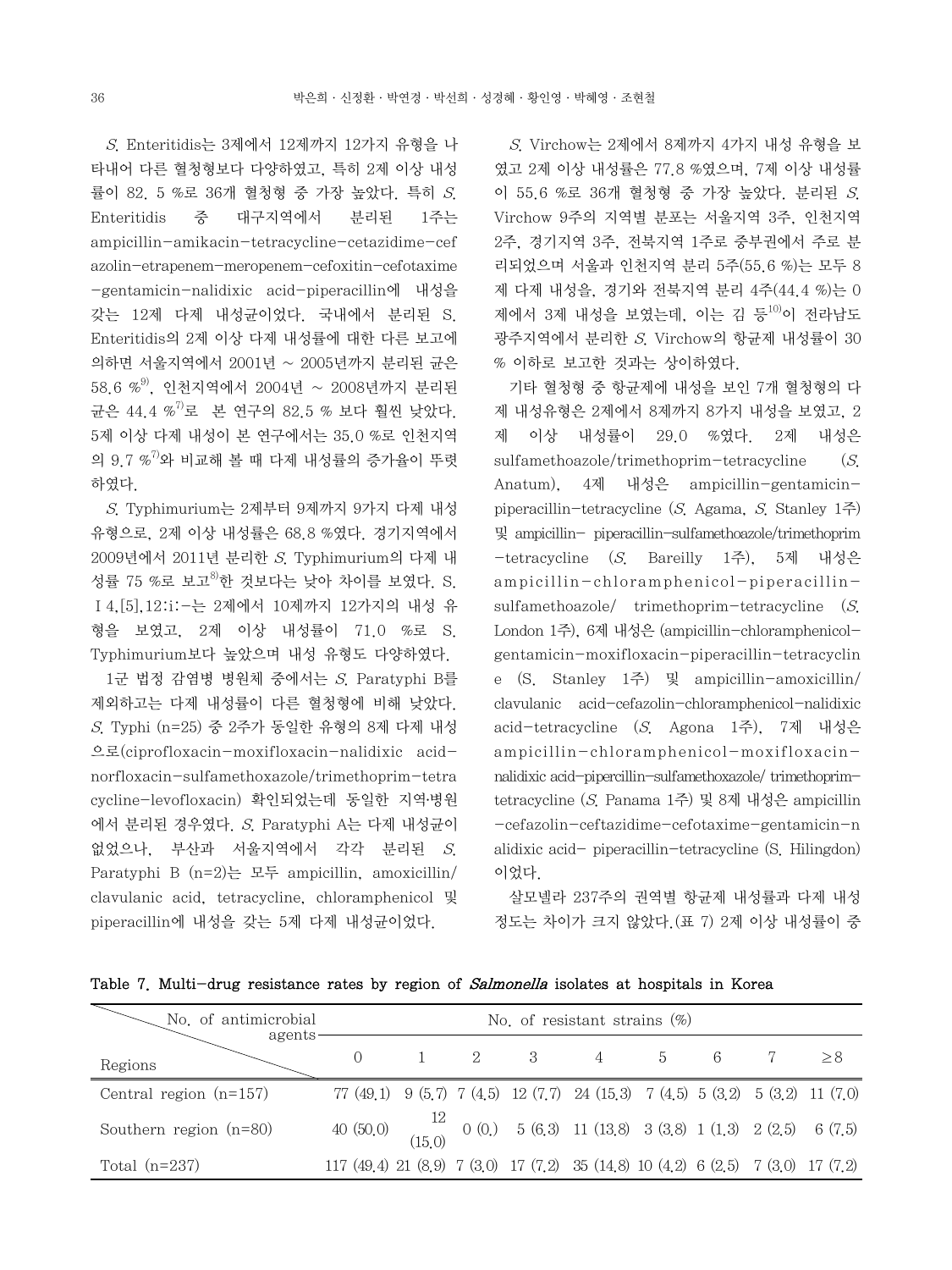*S.* Enteritidis는 3제에서 12제까지 12가지 유형을 나타내어 다른 혈청형보다 다양하였고, 특히 2제 이상 내성률이 82. 5 %로 36개 혈청형 중 가장 높았다. 특히 *S.* Enteritidis 중 대구지역에서 분리된 1주는 ampicillin-amikacin-tetracycline-cetazidime-cefazolin-etrapenem-meropenem-cefoxitin-cefotaxime-gentamicin-nalidixic acid-piperacillin에 내성을 갖는 12제 다제 내성균이었다. 국내에서 분리된 S. Enteritidis의 2제 이상 다제 내성률에 대한 다른 보고에 의하면 서울지역에서 2001년 ~ 2005년까지 분리된 균은 58.6 %[9], 인천지역에서 2004년 ~ 2008년까지 분리된 균은 44.4 %[7]로 본 연구의 82.5 % 보다 훨씬 낮았다. 5제 이상 다제 내성이 본 연구에서는 35.0 %로 인천지역의 9.7 %[7]와 비교해 볼 때 다제 내성률의 증가율이 뚜렷하였다.

*S.* Typhimurium는 2제부터 9제까지 9가지 다제 내성 유형으로, 2제 이상 내성률은 68.8 %였다. 경기지역에서 2009년에서 2011년 분리한 *S.* Typhimurium의 다제 내성률 75 %로 보고[8]한 것보다는 낮아 차이를 보였다. S. I 4,[5],12:i:-는 2제에서 10제까지 12가지의 내성 유형을 보였고, 2제 이상 내성률이 71.0 %로 S. Typhimurium보다 높았으며 내성 유형도 다양하였다.

1군 법정 감염병 병원체 중에서는 *S.* Paratyphi B를 제외하고는 다제 내성률이 다른 혈청형에 비해 낮았다. *S.* Typhi (n=25) 중 2주가 동일한 유형의 8제 다제 내성으로(ciprofloxacin-moxifloxacin-nalidixic acid-norfloxacin-sulfamethoxazole/trimethoprim-tetracycline-levofloxacin) 확인되었는데 동일한 지역·병원에서 분리된 경우였다. *S.* Paratyphi A는 다제 내성균이 없었으나, 부산과 서울지역에서 각각 분리된 *S.* Paratyphi B (n=2)는 모두 ampicillin, amoxicillin/clavulanic acid, tetracycline, chloramphenicol 및 piperacillin에 내성을 갖는 5제 다제 내성균이었다.

*S.* Virchow는 2제에서 8제까지 4가지 내성 유형을 보였고 2제 이상 내성률은 77.8 %였으며, 7제 이상 내성률이 55.6 %로 36개 혈청형 중 가장 높았다. 분리된 *S.* Virchow 9주의 지역별 분포는 서울지역 3주, 인천지역 2주, 경기지역 3주, 전북지역 1주로 중부권에서 주로 분리되었으며 서울과 인천지역 분리 5주(55.6 %)는 모두 8제 다제 내성을, 경기와 전북지역 분리 4주(44.4 %)는 0제에서 3제 내성을 보였는데, 이는 김 등[10]이 전라남도 광주지역에서 분리한 *S.* Virchow의 항균제 내성률이 30 % 이하로 보고한 것과는 상이하였다.

기타 혈청형 중 항균제에 내성을 보인 7개 혈청형의 다제 내성유형은 2제에서 8제까지 8가지 내성을 보였고, 2제 이상 내성률이 29.0 %였다. 2제 내성은 sulfamethoazole/trimethoprim-tetracycline (*S.* Anatum), 4제 내성은 ampicillin-gentamicin-piperacillin-tetracycline (*S.* Agama, *S.* Stanley 1주) 및 ampicillin- piperacillin-sulfamethoazole/trimethoprim-tetracycline (*S.* Bareilly 1주), 5제 내성은 ampicillin-chloramphenicol-piperacillin-sulfamethoazole/ trimethoprim-tetracycline (*S.* London 1주), 6제 내성은 (ampicillin-chloramphenicol-gentamicin-moxifloxacin-piperacillin-tetracycline (S. Stanley 1주) 및 ampicillin-amoxicillin/clavulanic acid-cefazolin-chloramphenicol-nalidixic acid-tetracycline (*S.* Agona 1주), 7제 내성은 ampicillin-chloramphenicol-moxifloxacin-nalidixic acid-pipercillin-sulfamethoxazole/ trimethoprim-tetracycline (*S.* Panama 1주) 및 8제 내성은 ampicillin-cefazolin-ceftazidime-cefotaxime-gentamicin-nalidixic acid- piperacillin-tetracycline (S. Hilingdon)이었다.

살모넬라 237주의 권역별 항균제 내성률과 다제 내성 정도는 차이가 크지 않았다.(표 7) 2제 이상 내성률이 중

**Table 7. Multi-drug resistance rates by region of *Salmonella* isolates at hospitals in Korea**

| Regions \ No. of antimicrobial agents | No. of resistant strains (%) | | | | | | | | |
|---|---|---|---|---|---|---|---|---|---|
| | 0 | 1 | 2 | 3 | 4 | 5 | 6 | 7 | ≥8 |
| Central region (n=157) | 77 (49.1) | 9 (5.7) | 7 (4.5) | 12 (7.7) | 24 (15.3) | 7 (4.5) | 5 (3.2) | 5 (3.2) | 11 (7.0) |
| Southern region (n=80) | 40 (50.0) | 12 (15.0) | 0 (0.) | 5 (6.3) | 11 (13.8) | 3 (3.8) | 1 (1.3) | 2 (2.5) | 6 (7.5) |
| Total (n=237) | 117 (49.4) | 21 (8.9) | 7 (3.0) | 17 (7.2) | 35 (14.8) | 10 (4.2) | 6 (2.5) | 7 (3.0) | 17 (7.2) |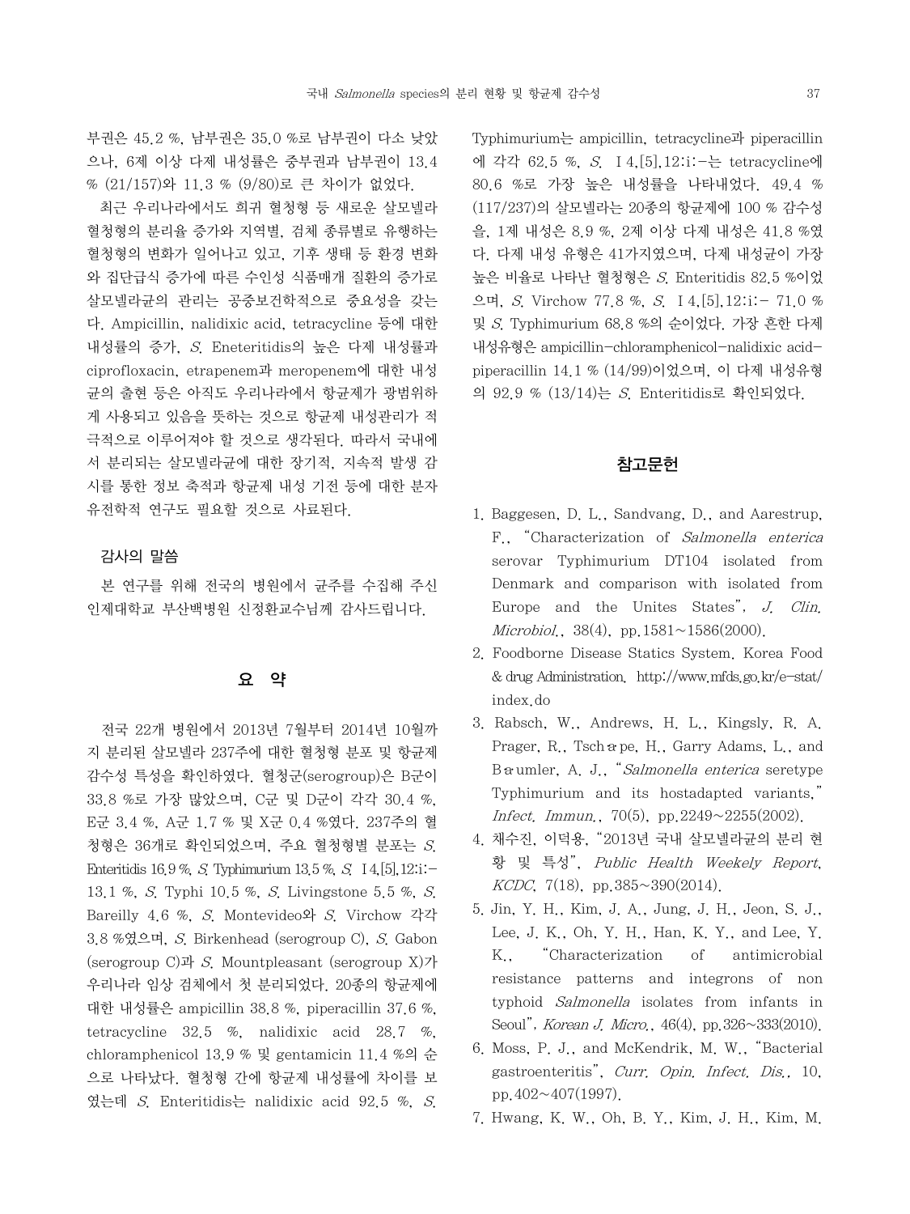부권은 45.2 %, 남부권은 35.0 %로 남부권이 다소 낮았으나, 6제 이상 다제 내성률은 중부권과 남부권이 13.4 % (21/157)와 11.3 % (9/80)로 큰 차이가 없었다.

최근 우리나라에서도 희귀 혈청형 등 새로운 살모넬라 혈청형의 분리율 증가와 지역별, 검체 종류별로 유행하는 혈청형의 변화가 일어나고 있고, 기후 생태 등 환경 변화와 집단급식 증가에 따른 수인성 식품매개 질환의 증가로 살모넬라균의 관리는 공중보건학적으로 중요성을 갖는다. Ampicillin, nalidixic acid, tetracycline 등에 대한 내성률의 증가, *S.* Eneteritidis의 높은 다제 내성률과 ciprofloxacin, etrapenem과 meropenem에 대한 내성균의 출현 등은 아직도 우리나라에서 항균제가 광범위하게 사용되고 있음을 뜻하는 것으로 항균제 내성관리가 적극적으로 이루어져야 할 것으로 생각된다. 따라서 국내에서 분리되는 살모넬라균에 대한 장기적, 지속적 발생 감시를 통한 정보 축적과 항균제 내성 기전 등에 대한 분자유전학적 연구도 필요할 것으로 사료된다.

### 감사의 말씀

본 연구를 위해 전국의 병원에서 균주를 수집해 주신 인제대학교 부산백병원 신정환교수님께 감사드립니다.

## 요 약

전국 22개 병원에서 2013년 7월부터 2014년 10월까지 분리된 살모넬라 237주에 대한 혈청형 분포 및 항균제 감수성 특성을 확인하였다. 혈청군(serogroup)은 B군이 33.8 %로 가장 많았으며, C군 및 D군이 각각 30.4 %, E군 3.4 %, A군 1.7 % 및 X군 0.4 %였다. 237주의 혈청형은 36개로 확인되었으며, 주요 혈청형별 분포는 *S.* Enteritidis 16.9 %, *S.* Typhimurium 13.5 %, *S.* I 4,[5],12:i:- 13.1 %, *S.* Typhi 10.5 %, *S.* Livingstone 5.5 %, *S.* Bareilly 4.6 %, *S.* Montevideo와 *S.* Virchow 각각 3.8 %였으며, *S.* Birkenhead (serogroup C), *S.* Gabon (serogroup C)과 *S.* Mountpleasant (serogroup X)가 우리나라 임상 검체에서 첫 분리되었다. 20종의 항균제에 대한 내성률은 ampicillin 38.8 %, piperacillin 37.6 %, tetracycline 32.5 %, nalidixic acid 28.7 %, chloramphenicol 13.9 % 및 gentamicin 11.4 %의 순으로 나타났다. 혈청형 간에 항균제 내성률에 차이를 보였는데 *S.* Enteritidis는 nalidixic acid 92.5 %, *S.* Typhimurium는 ampicillin, tetracycline과 piperacillin에 각각 62.5 %, *S.* I 4,[5],12:i:-는 tetracycline에 80.6 %로 가장 높은 내성률을 나타내었다. 49.4 % (117/237)의 살모넬라는 20종의 항균제에 100 % 감수성을, 1제 내성은 8.9 %, 2제 이상 다제 내성은 41.8 %였다. 다제 내성 유형은 41가지였으며, 다제 내성균이 가장 높은 비율로 나타난 혈청형은 *S.* Enteritidis 82.5 %이었으며, *S.* Virchow 77.8 %, *S.* I 4,[5],12:i:- 71.0 % 및 *S.* Typhimurium 68.8 %의 순이었다. 가장 흔한 다제 내성유형은 ampicillin-chloramphenicol-nalidixic acid-piperacillin 14.1 % (14/99)이었으며, 이 다제 내성유형의 92.9 % (13/14)는 *S.* Enteritidis로 확인되었다.

## 참고문헌

1. Baggesen, D. L., Sandvang, D., and Aarestrup, F., "Characterization of *Salmonella enterica* serovar Typhimurium DT104 isolated from Denmark and comparison with isolated from Europe and the Unites States", *J. Clin. Microbiol.*, 38(4), pp.1581~1586(2000).
2. Foodborne Disease Statics System. Korea Food & drug Administration. http://www.mfds.go.kr/e-stat/index.do
3. Rabsch, W., Andrews, H. L., Kingsly, R. A. Prager, R., Tschäpe, H., Garry Adams, L., and Bäumler, A. J., "*Salmonella enterica* seretype Typhimurium and its hostadapted variants," *Infect. Immun.*, 70(5), pp.2249~2255(2002).
4. 채수진, 이덕용, "2013년 국내 살모넬라균의 분리 현황 및 특성", *Public Health Weekely Report, KCDC*, 7(18), pp.385~390(2014).
5. Jin, Y. H., Kim, J. A., Jung, J. H., Jeon, S. J., Lee, J. K., Oh, Y. H., Han, K. Y., and Lee, Y. K., "Characterization of antimicrobial resistance patterns and integrons of non typhoid *Salmonella* isolates from infants in Seoul", *Korean J. Micro.*, 46(4), pp.326~333(2010).
6. Moss, P. J., and McKendrik, M. W., "Bacterial gastroenteritis", *Curr. Opin. Infect. Dis.*, 10, pp.402~407(1997).
7. Hwang, K. W., Oh, B. Y., Kim, J. H., Kim, M.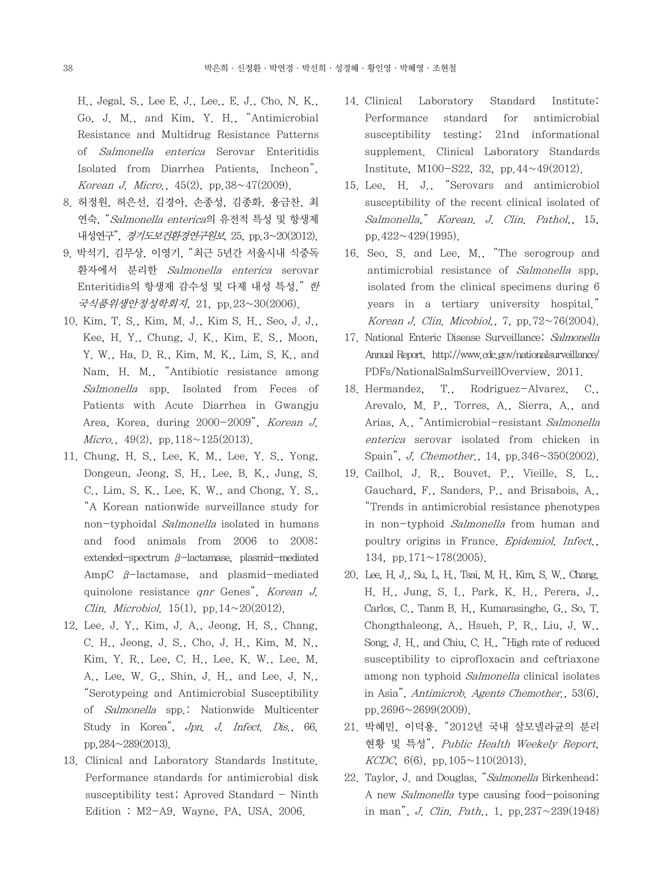H., Jegal, S., Lee E. J., Lee., E. J., Cho, N. K., Go, J. M., and Kim, Y. H., "Antimicrobial Resistance and Multidrug Resistance Patterns of *Salmonella enterica* Serovar Enteritidis Isolated from Diarrhea Patients, Incheon", *Korean J. Micro.*, 45(2), pp.38~47(2009).

8. 허정원, 허은선, 김경아, 손종성, 김종화, 용금찬, 최연숙, "*Salmonella enterica*의 유전적 특성 및 항생제 내성연구", *경기도보건환경연구원보*, 25, pp.3~20(2012).

9. 박석기, 김무상, 이영기, "최근 5년간 서울시내 식중독 환자에서 분리한 *Salmonella enterica* serovar Enteritidis의 항생제 감수성 및 다제 내성 특성," *한국식품위생안정성학회지*, 21, pp.23~30(2006).

10. Kim, T. S., Kim, M. J., Kim S. H., Seo, J. J., Kee, H. Y., Chung, J. K., Kim, E. S., Moon, Y. W., Ha, D. R., Kim, M. K., Lim, S. K., and Nam, H. M., "Antibiotic resistance among *Salmonella* spp. Isolated from Feces of Patients with Acute Diarrhea in Gwangju Area, Korea, during 2000-2009", *Korean J. Micro.*, 49(2), pp.118~125(2013).

11. Chung, H. S., Lee, K. M., Lee, Y. S., Yong, Dongeun, Jeong, S. H., Lee, B. K., Jung, S. C., Lim, S. K., Lee, K. W., and Chong, Y. S., "A Korean nationwide surveillance study for non-typhoidal *Salmonella* isolated in humans and food animals from 2006 to 2008: extended-spectrum $\beta$-lactamase, plasmid-mediated AmpC $\beta$-lactamase, and plasmid-mediated quinolone resistance *qnr* Genes", *Korean J. Clin. Microbiol.* 15(1), pp.14~20(2012).

12. Lee, J. Y., Kim, J. A., Jeong, H. S., Chang, C. H., Jeong, J. S., Cho, J. H., Kim, M. N., Kim, Y. R., Lee, C. H., Lee, K. W., Lee, M. A., Lee, W. G., Shin, J. H., and Lee. J. N., "Serotypeing and Antimicrobial Susceptibility of *Salmonella* spp.: Nationwide Multicenter Study in Korea", *Jpn. J. Infect. Dis.*, 66, pp.284~289(2013).

13. Clinical and Laboratory Standards Institute. Performance standards for antimicrobial disk susceptibility test; Aproved Standard - Ninth Edition : M2-A9. Wayne, PA, USA. 2006.

14. Clinical Laboratory Standard Institute: Performance standard for antimicrobial susceptibility testing; 21nd informational supplement. Clinical Laboratory Standards Institute, M100-S22, 32, pp.44~49(2012).

15. Lee, H. J., "Serovars and antimicrobiol susceptibility of the recent clinical isolated of *Salmonella*," *Korean. J. Clin. Pathol.*, 15, pp.422~429(1995).

16. Seo, S. and Lee, M., "The serogroup and antimicrobial resistance of *Salmonella* spp. isolated from the clinical specimens during 6 years in a tertiary university hospital." *Korean J. Clin. Micobiol.*, 7, pp.72~76(2004).

17. National Enteric Disease Surveillance: *Salmonella* Annual Report, http://www.cdc.gov/nationalsurveillance/PDFs/NationalSalmSurveillOverview, 2011.

18. Hermandez, T., Rodriguez-Alvarez, C., Arevalo, M. P., Torres, A., Sierra, A., and Arias, A., "Antimicrobial-resistant *Salmonella enterica* serovar isolated from chicken in Spain", *J. Chemother.*, 14, pp.346~350(2002).

19. Cailhol, J. R., Bouvet, P., Vieille, S. L., Gauchard, F., Sanders, P., and Brisabois, A., "Trends in antimicrobial resistance phenotypes in non-typhoid *Salmonella* from human and poultry origins in France. *Epidemiol. Infect.*, 134, pp.171~178(2005).

20. Lee, H. J., Su, L. H., Tsai, M. H., Kim, S. W., Chang, H. H., Jung, S. I., Park, K. H., Perera, J., Carlos, C., Tanm B. H., Kumarasinghe, G., So, T. Chongthaleong, A., Hsueh, P. R., Liu, J. W., Song, J. H., and Chiu, C. H., "High rate of reduced susceptibility to ciprofloxacin and ceftriaxone among non typhoid *Salmonella* clinical isolates in Asia", *Antimicrob. Agents Chemother.*, 53(6), pp.2696~2699(2009).

21. 박혜민, 이덕용, "2012년 국내 살모넬라균의 분리 현황 및 특성", *Public Health Weekely Report, KCDC*, 6(6), pp.105~110(2013).

22. Taylor, J. and Douglas, "*Salmonella* Birkenhead: A new *Salmonella* type causing food-poisoning in man", *J. Clin. Path.*, 1, pp.237~239(1948)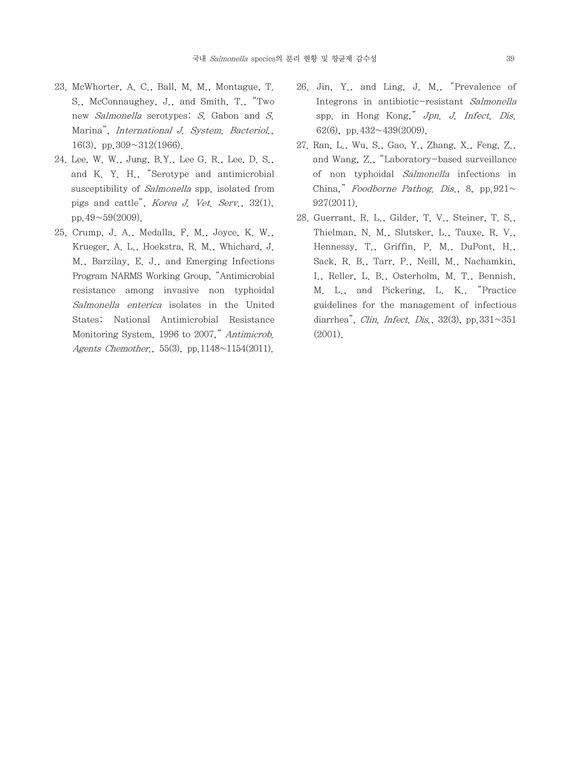23. McWhorter, A. C., Ball, M. M., Montague, T. S., McConnaughey, J., and Smith, T., "Two new *Salmonella* serotypes: *S.* Gabon and *S.* Marina", *International J. System. Bacteriol.*, 16(3), pp.309~312(1966).
24. Lee, W. W., Jung, B.Y., Lee G. R., Lee, D. S., and K. Y. H., "Serotype and antimicrobial susceptibility of *Salmonella* spp. isolated from pigs and cattle", *Korea J. Vet. Serv.*, 32(1), pp.49~59(2009).
25. Crump, J. A., Medalla, F. M., Joyce, K. W., Krueger, A. L., Hoekstra, R. M., Whichard, J. M., Barzilay, E. J., and Emerging Infections Program NARMS Working Group, "Antimicrobial resistance among invasive non typhoidal *Salmonella enterica* isolates in the United States: National Antimicrobial Resistance Monitoring System, 1996 to 2007," *Antimicrob. Agents Chemother.*, 55(3), pp.1148~1154(2011).
26. Jin, Y., and Ling, J. M., "Prevalence of Integrons in antibiotic-resistant *Salmonella* spp. in Hong Kong," *Jpn. J. Infect. Dis.* 62(6), pp.432~439(2009).
27. Ran, L., Wu, S., Gao, Y., Zhang, X., Feng, Z., and Wang, Z., "Laboratory-based surveillance of non typhoidal *Salmonella* infections in China," *Foodborne Pathog. Dis.*, 8, pp.921~927(2011).
28. Guerrant, R. L., Gilder, T. V., Steiner, T. S., Thielman, N. M., Slutsker, L., Tauxe, R. V., Hennessy, T., Griffin, P. M., DuPont, H., Sack, R. B., Tarr, P., Neill, M., Nachamkin, I., Reller, L. B., Osterholm, M. T., Bennish, M. L., and Pickering, L. K., "Practice guidelines for the management of infectious diarrhea", *Clin. Infect. Dis.*, 32(3), pp.331~351 (2001).